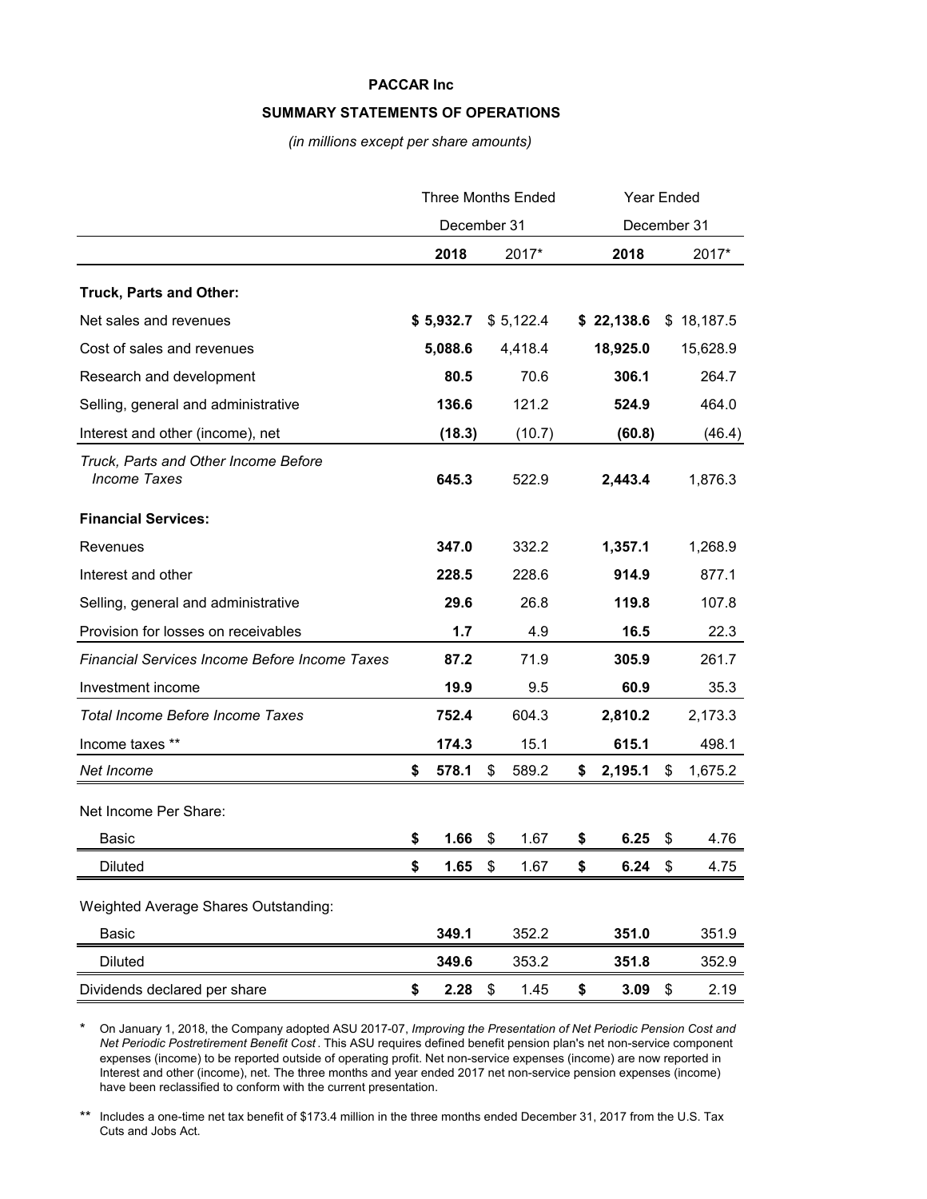**PACCAR Inc**

**SUMMARY STATEMENTS OF OPERATIONS**

*(in millions except per share amounts)*

| | Three Months Ended December 31 | | Year Ended December 31 | |
|---|---|---|---|---|
| | **2018** | 2017* | **2018** | 2017* |
| **Truck, Parts and Other:** | | | | |
| Net sales and revenues | **$ 5,932.7** | $ 5,122.4 | **$ 22,138.6** | $ 18,187.5 |
| Cost of sales and revenues | **5,088.6** | 4,418.4 | **18,925.0** | 15,628.9 |
| Research and development | **80.5** | 70.6 | **306.1** | 264.7 |
| Selling, general and administrative | **136.6** | 121.2 | **524.9** | 464.0 |
| Interest and other (income), net | **(18.3)** | (10.7) | **(60.8)** | (46.4) |
| *Truck, Parts and Other Income Before Income Taxes* | **645.3** | 522.9 | **2,443.4** | 1,876.3 |
| **Financial Services:** | | | | |
| Revenues | **347.0** | 332.2 | **1,357.1** | 1,268.9 |
| Interest and other | **228.5** | 228.6 | **914.9** | 877.1 |
| Selling, general and administrative | **29.6** | 26.8 | **119.8** | 107.8 |
| Provision for losses on receivables | **1.7** | 4.9 | **16.5** | 22.3 |
| *Financial Services Income Before Income Taxes* | **87.2** | 71.9 | **305.9** | 261.7 |
| Investment income | **19.9** | 9.5 | **60.9** | 35.3 |
| *Total Income Before Income Taxes* | **752.4** | 604.3 | **2,810.2** | 2,173.3 |
| Income taxes ** | **174.3** | 15.1 | **615.1** | 498.1 |
| *Net Income* | **$ 578.1** | $ 589.2 | **$ 2,195.1** | $ 1,675.2 |
| Net Income Per Share: | | | | |
| Basic | **$ 1.66** | $ 1.67 | **$ 6.25** | $ 4.76 |
| Diluted | **$ 1.65** | $ 1.67 | **$ 6.24** | $ 4.75 |
| Weighted Average Shares Outstanding: | | | | |
| Basic | **349.1** | 352.2 | **351.0** | 351.9 |
| Diluted | **349.6** | 353.2 | **351.8** | 352.9 |
| Dividends declared per share | **$ 2.28** | $ 1.45 | **$ 3.09** | $ 2.19 |

\* On January 1, 2018, the Company adopted ASU 2017-07, *Improving the Presentation of Net Periodic Pension Cost and Net Periodic Postretirement Benefit Cost*. This ASU requires defined benefit pension plan's net non-service component expenses (income) to be reported outside of operating profit. Net non-service expenses (income) are now reported in Interest and other (income), net. The three months and year ended 2017 net non-service pension expenses (income) have been reclassified to conform with the current presentation.

\*\* Includes a one-time net tax benefit of $173.4 million in the three months ended December 31, 2017 from the U.S. Tax Cuts and Jobs Act.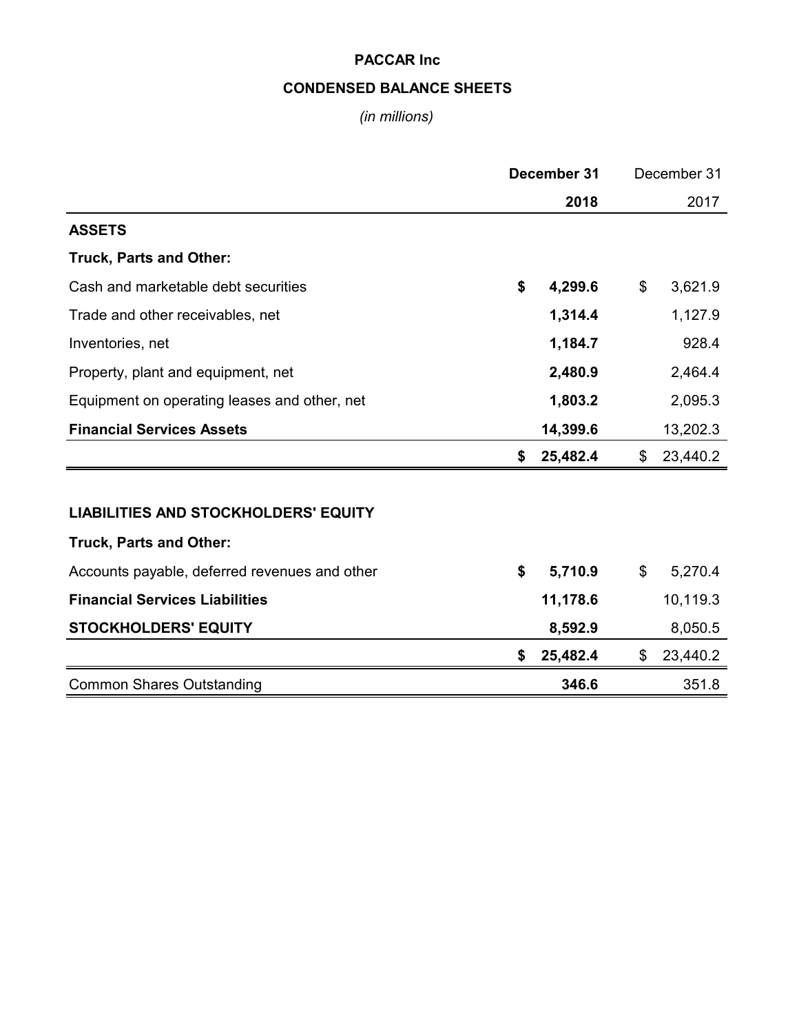# PACCAR Inc

## CONDENSED BALANCE SHEETS

*(in millions)*

| | **December 31 2018** | December 31 2017 |
|---|---|---|
| **ASSETS** | | |
| **Truck, Parts and Other:** | | |
| Cash and marketable debt securities | **$ 4,299.6** | $ 3,621.9 |
| Trade and other receivables, net | **1,314.4** | 1,127.9 |
| Inventories, net | **1,184.7** | 928.4 |
| Property, plant and equipment, net | **2,480.9** | 2,464.4 |
| Equipment on operating leases and other, net | **1,803.2** | 2,095.3 |
| **Financial Services Assets** | **14,399.6** | 13,202.3 |
| | **$ 25,482.4** | $ 23,440.2 |
| | | |
| **LIABILITIES AND STOCKHOLDERS' EQUITY** | | |
| **Truck, Parts and Other:** | | |
| Accounts payable, deferred revenues and other | **$ 5,710.9** | $ 5,270.4 |
| **Financial Services Liabilities** | **11,178.6** | 10,119.3 |
| **STOCKHOLDERS' EQUITY** | **8,592.9** | 8,050.5 |
| | **$ 25,482.4** | $ 23,440.2 |
| Common Shares Outstanding | **346.6** | 351.8 |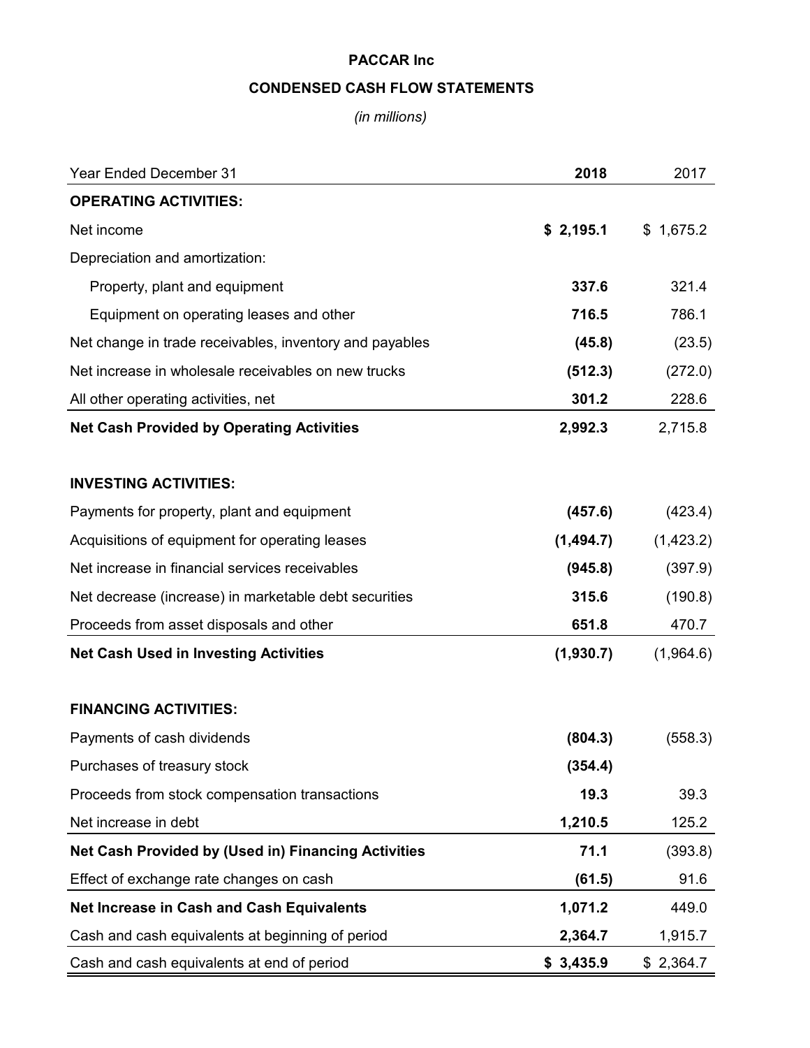# PACCAR Inc

## CONDENSED CASH FLOW STATEMENTS

*(in millions)*

| Year Ended December 31 | **2018** | 2017 |
|---|---|---|
| **OPERATING ACTIVITIES:** | | |
| Net income | **$ 2,195.1** | $ 1,675.2 |
| Depreciation and amortization: | | |
| Property, plant and equipment | **337.6** | 321.4 |
| Equipment on operating leases and other | **716.5** | 786.1 |
| Net change in trade receivables, inventory and payables | **(45.8)** | (23.5) |
| Net increase in wholesale receivables on new trucks | **(512.3)** | (272.0) |
| All other operating activities, net | **301.2** | 228.6 |
| **Net Cash Provided by Operating Activities** | **2,992.3** | 2,715.8 |
| | | |
| **INVESTING ACTIVITIES:** | | |
| Payments for property, plant and equipment | **(457.6)** | (423.4) |
| Acquisitions of equipment for operating leases | **(1,494.7)** | (1,423.2) |
| Net increase in financial services receivables | **(945.8)** | (397.9) |
| Net decrease (increase) in marketable debt securities | **315.6** | (190.8) |
| Proceeds from asset disposals and other | **651.8** | 470.7 |
| **Net Cash Used in Investing Activities** | **(1,930.7)** | (1,964.6) |
| | | |
| **FINANCING ACTIVITIES:** | | |
| Payments of cash dividends | **(804.3)** | (558.3) |
| Purchases of treasury stock | **(354.4)** | |
| Proceeds from stock compensation transactions | **19.3** | 39.3 |
| Net increase in debt | **1,210.5** | 125.2 |
| **Net Cash Provided by (Used in) Financing Activities** | **71.1** | (393.8) |
| Effect of exchange rate changes on cash | **(61.5)** | 91.6 |
| **Net Increase in Cash and Cash Equivalents** | **1,071.2** | 449.0 |
| Cash and cash equivalents at beginning of period | **2,364.7** | 1,915.7 |
| Cash and cash equivalents at end of period | **$ 3,435.9** | $ 2,364.7 |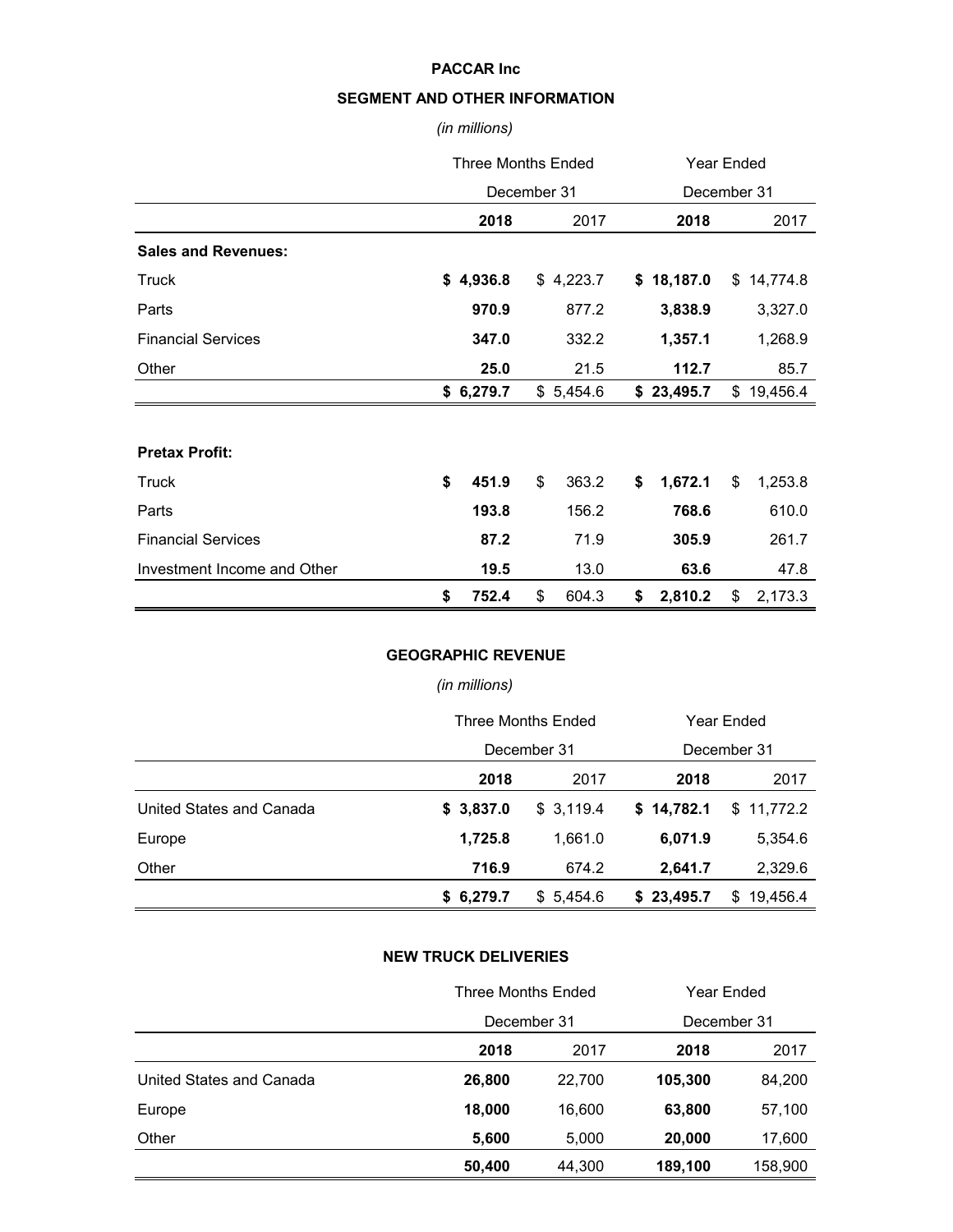# PACCAR Inc

## SEGMENT AND OTHER INFORMATION

*(in millions)*

| | Three Months Ended December 31 | | Year Ended December 31 | |
|---|---|---|---|---|
| | **2018** | 2017 | **2018** | 2017 |
| **Sales and Revenues:** | | | | |
| Truck | **$ 4,936.8** | $ 4,223.7 | **$ 18,187.0** | $ 14,774.8 |
| Parts | **970.9** | 877.2 | **3,838.9** | 3,327.0 |
| Financial Services | **347.0** | 332.2 | **1,357.1** | 1,268.9 |
| Other | **25.0** | 21.5 | **112.7** | 85.7 |
| | **$ 6,279.7** | $ 5,454.6 | **$ 23,495.7** | $ 19,456.4 |
| **Pretax Profit:** | | | | |
| Truck | **$ 451.9** | $ 363.2 | **$ 1,672.1** | $ 1,253.8 |
| Parts | **193.8** | 156.2 | **768.6** | 610.0 |
| Financial Services | **87.2** | 71.9 | **305.9** | 261.7 |
| Investment Income and Other | **19.5** | 13.0 | **63.6** | 47.8 |
| | **$ 752.4** | $ 604.3 | **$ 2,810.2** | $ 2,173.3 |

## GEOGRAPHIC REVENUE

*(in millions)*

| | Three Months Ended December 31 | | Year Ended December 31 | |
|---|---|---|---|---|
| | **2018** | 2017 | **2018** | 2017 |
| United States and Canada | **$ 3,837.0** | $ 3,119.4 | **$ 14,782.1** | $ 11,772.2 |
| Europe | **1,725.8** | 1,661.0 | **6,071.9** | 5,354.6 |
| Other | **716.9** | 674.2 | **2,641.7** | 2,329.6 |
| | **$ 6,279.7** | $ 5,454.6 | **$ 23,495.7** | $ 19,456.4 |

## NEW TRUCK DELIVERIES

| | Three Months Ended December 31 | | Year Ended December 31 | |
|---|---|---|---|---|
| | **2018** | 2017 | **2018** | 2017 |
| United States and Canada | **26,800** | 22,700 | **105,300** | 84,200 |
| Europe | **18,000** | 16,600 | **63,800** | 57,100 |
| Other | **5,600** | 5,000 | **20,000** | 17,600 |
| | **50,400** | 44,300 | **189,100** | 158,900 |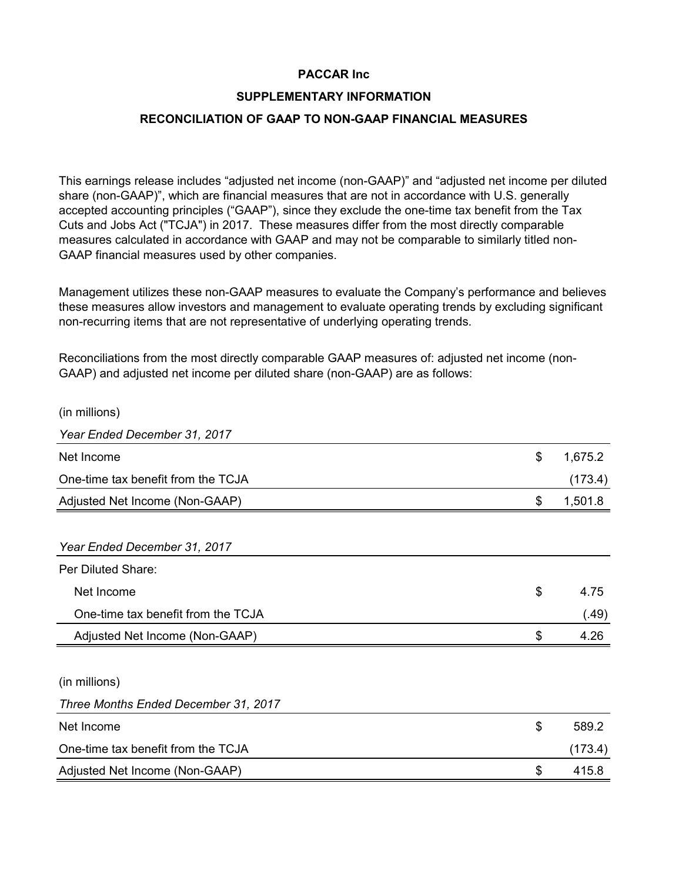**PACCAR Inc**

**SUPPLEMENTARY INFORMATION**

**RECONCILIATION OF GAAP TO NON-GAAP FINANCIAL MEASURES**

This earnings release includes “adjusted net income (non-GAAP)” and “adjusted net income per diluted share (non-GAAP)”, which are financial measures that are not in accordance with U.S. generally accepted accounting principles (“GAAP”), since they exclude the one-time tax benefit from the Tax Cuts and Jobs Act ("TCJA") in 2017. These measures differ from the most directly comparable measures calculated in accordance with GAAP and may not be comparable to similarly titled non-GAAP financial measures used by other companies.

Management utilizes these non-GAAP measures to evaluate the Company’s performance and believes these measures allow investors and management to evaluate operating trends by excluding significant non-recurring items that are not representative of underlying operating trends.

Reconciliations from the most directly comparable GAAP measures of: adjusted net income (non-GAAP) and adjusted net income per diluted share (non-GAAP) are as follows:

(in millions)

| *Year Ended December 31, 2017* | | |
|---|---|---|
| Net Income | $ | 1,675.2 |
| One-time tax benefit from the TCJA | | (173.4) |
| Adjusted Net Income (Non-GAAP) | $ | 1,501.8 |

| *Year Ended December 31, 2017* | | |
|---|---|---|
| Per Diluted Share: | | |
| Net Income | $ | 4.75 |
| One-time tax benefit from the TCJA | | (.49) |
| Adjusted Net Income (Non-GAAP) | $ | 4.26 |

(in millions)

| *Three Months Ended December 31, 2017* | | |
|---|---|---|
| Net Income | $ | 589.2 |
| One-time tax benefit from the TCJA | | (173.4) |
| Adjusted Net Income (Non-GAAP) | $ | 415.8 |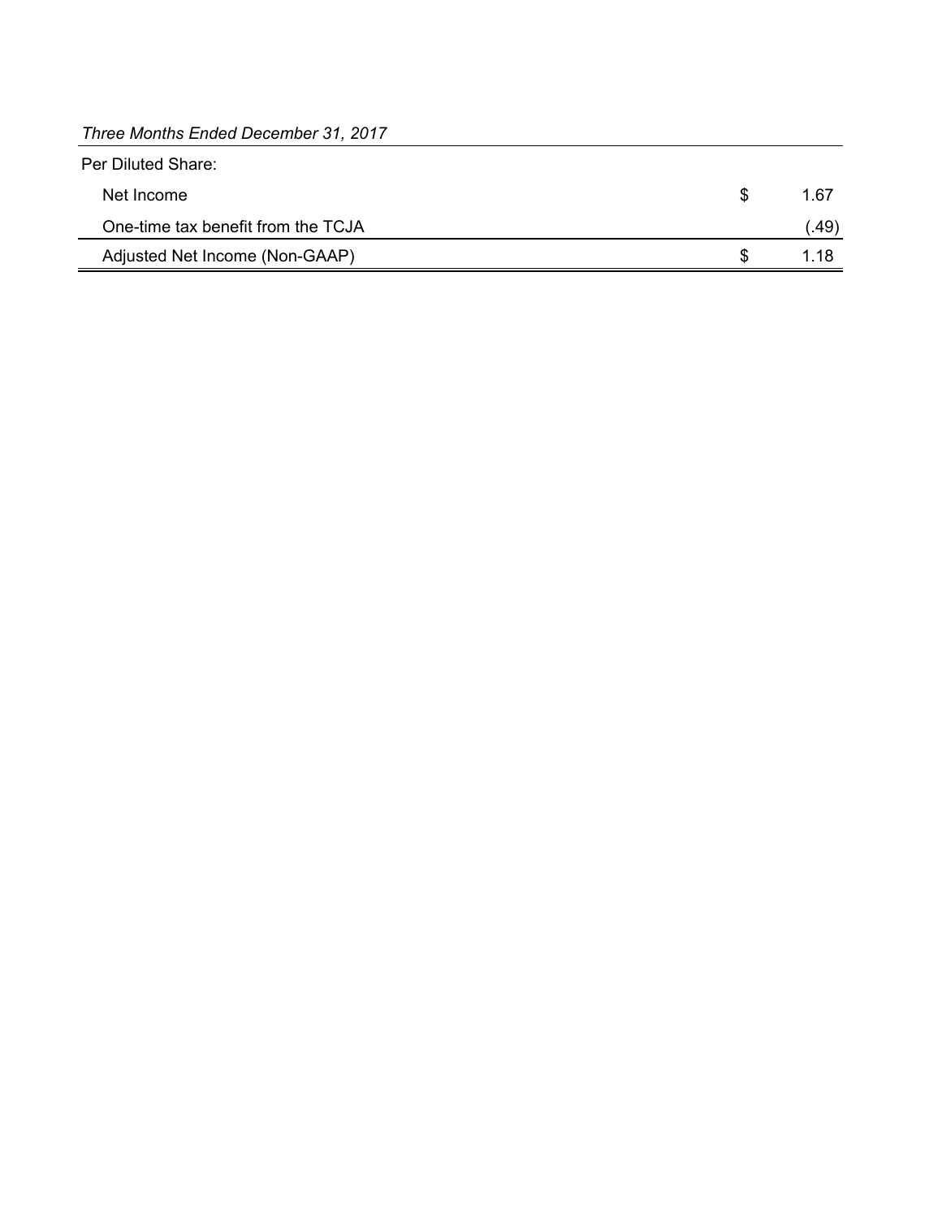*Three Months Ended December 31, 2017*

| | | |
|---|---|---|
| Per Diluted Share: | | |
| Net Income | $ | 1.67 |
| One-time tax benefit from the TCJA | | (.49) |
| Adjusted Net Income (Non-GAAP) | $ | 1.18 |